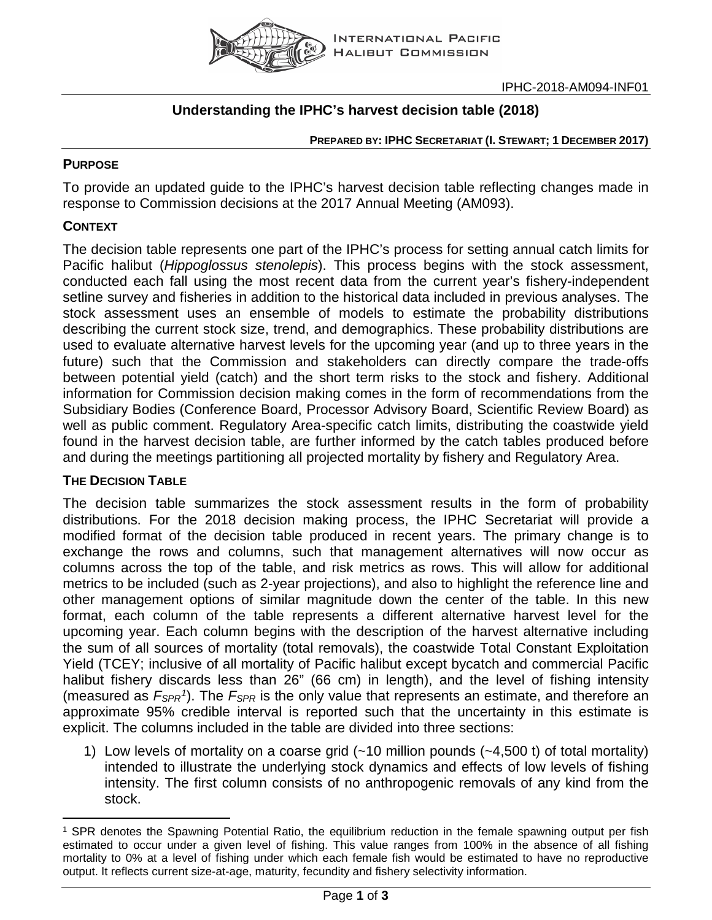IPHC-2018-AM094-INF01

# Understanding the IPHC's harvest decision table (2018)

**PREPARED BY: IPHC SECRETARIAT (I. STEWART; 1 DECEMBER 2017)**

## PURPOSE

To provide an updated guide to the IPHC's harvest decision table reflecting changes made in response to Commission decisions at the 2017 Annual Meeting (AM093).

## CONTEXT

The decision table represents one part of the IPHC's process for setting annual catch limits for Pacific halibut (*Hippoglossus stenolepis*). This process begins with the stock assessment, conducted each fall using the most recent data from the current year's fishery-independent setline survey and fisheries in addition to the historical data included in previous analyses. The stock assessment uses an ensemble of models to estimate the probability distributions describing the current stock size, trend, and demographics. These probability distributions are used to evaluate alternative harvest levels for the upcoming year (and up to three years in the future) such that the Commission and stakeholders can directly compare the trade-offs between potential yield (catch) and the short term risks to the stock and fishery. Additional information for Commission decision making comes in the form of recommendations from the Subsidiary Bodies (Conference Board, Processor Advisory Board, Scientific Review Board) as well as public comment. Regulatory Area-specific catch limits, distributing the coastwide yield found in the harvest decision table, are further informed by the catch tables produced before and during the meetings partitioning all projected mortality by fishery and Regulatory Area.

## THE DECISION TABLE

The decision table summarizes the stock assessment results in the form of probability distributions. For the 2018 decision making process, the IPHC Secretariat will provide a modified format of the decision table produced in recent years. The primary change is to exchange the rows and columns, such that management alternatives will now occur as columns across the top of the table, and risk metrics as rows. This will allow for additional metrics to be included (such as 2-year projections), and also to highlight the reference line and other management options of similar magnitude down the center of the table. In this new format, each column of the table represents a different alternative harvest level for the upcoming year. Each column begins with the description of the harvest alternative including the sum of all sources of mortality (total removals), the coastwide Total Constant Exploitation Yield (TCEY; inclusive of all mortality of Pacific halibut except bycatch and commercial Pacific halibut fishery discards less than 26" (66 cm) in length), and the level of fishing intensity (measured as $F_{SPR}$[1]). The $F_{SPR}$ is the only value that represents an estimate, and therefore an approximate 95% credible interval is reported such that the uncertainty in this estimate is explicit. The columns included in the table are divided into three sections:

1) Low levels of mortality on a coarse grid (~10 million pounds (~4,500 t) of total mortality) intended to illustrate the underlying stock dynamics and effects of low levels of fishing intensity. The first column consists of no anthropogenic removals of any kind from the stock.

---

[1] SPR denotes the Spawning Potential Ratio, the equilibrium reduction in the female spawning output per fish estimated to occur under a given level of fishing. This value ranges from 100% in the absence of all fishing mortality to 0% at a level of fishing under which each female fish would be estimated to have no reproductive output. It reflects current size-at-age, maturity, fecundity and fishery selectivity information.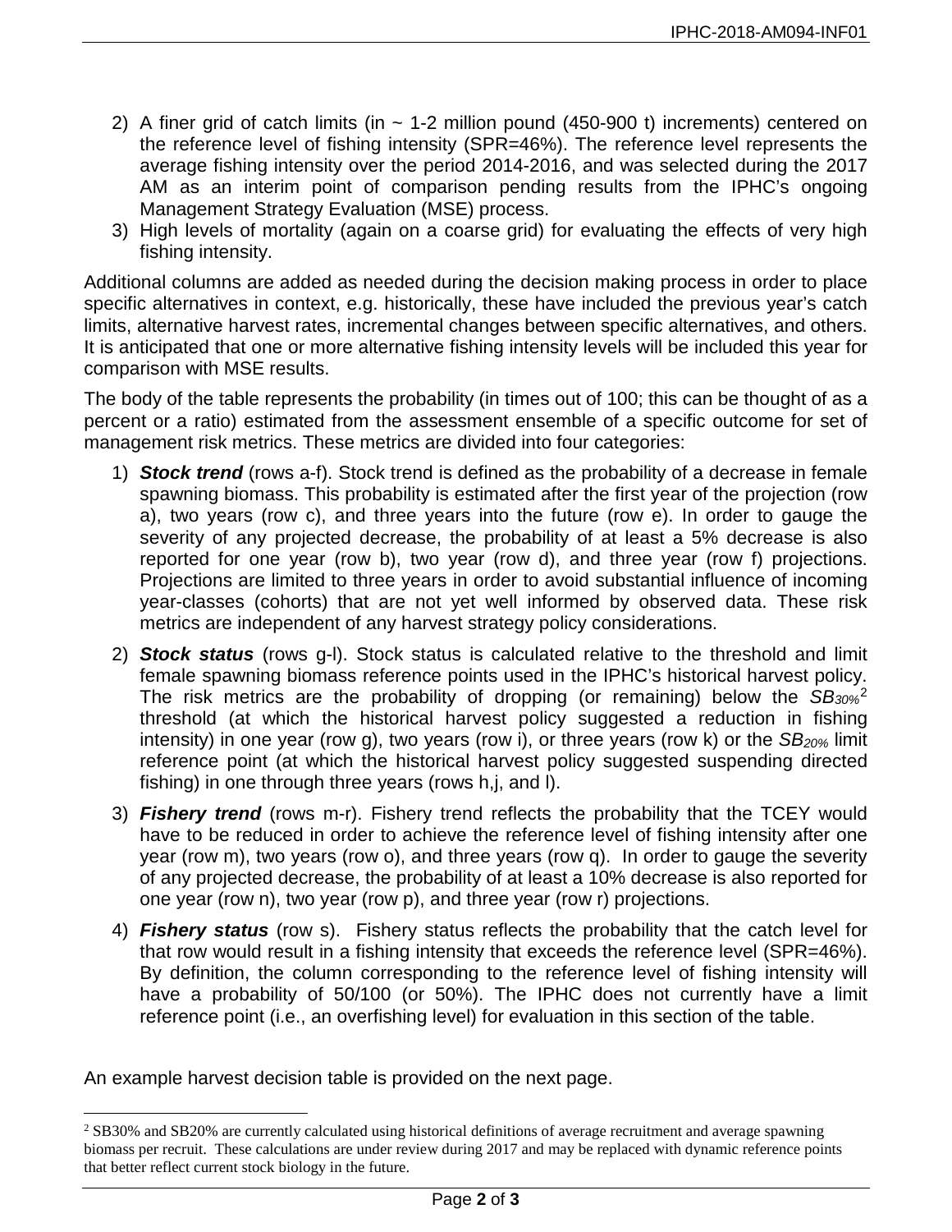2) A finer grid of catch limits (in ~ 1-2 million pound (450-900 t) increments) centered on the reference level of fishing intensity (SPR=46%). The reference level represents the average fishing intensity over the period 2014-2016, and was selected during the 2017 AM as an interim point of comparison pending results from the IPHC's ongoing Management Strategy Evaluation (MSE) process.
3) High levels of mortality (again on a coarse grid) for evaluating the effects of very high fishing intensity.

Additional columns are added as needed during the decision making process in order to place specific alternatives in context, e.g. historically, these have included the previous year's catch limits, alternative harvest rates, incremental changes between specific alternatives, and others. It is anticipated that one or more alternative fishing intensity levels will be included this year for comparison with MSE results.

The body of the table represents the probability (in times out of 100; this can be thought of as a percent or a ratio) estimated from the assessment ensemble of a specific outcome for set of management risk metrics. These metrics are divided into four categories:

1) ***Stock trend*** (rows a-f). Stock trend is defined as the probability of a decrease in female spawning biomass. This probability is estimated after the first year of the projection (row a), two years (row c), and three years into the future (row e). In order to gauge the severity of any projected decrease, the probability of at least a 5% decrease is also reported for one year (row b), two year (row d), and three year (row f) projections. Projections are limited to three years in order to avoid substantial influence of incoming year-classes (cohorts) that are not yet well informed by observed data. These risk metrics are independent of any harvest strategy policy considerations.
2) ***Stock status*** (rows g-l). Stock status is calculated relative to the threshold and limit female spawning biomass reference points used in the IPHC's historical harvest policy. The risk metrics are the probability of dropping (or remaining) below the $SB_{30\%}$[2] threshold (at which the historical harvest policy suggested a reduction in fishing intensity) in one year (row g), two years (row i), or three years (row k) or the $SB_{20\%}$ limit reference point (at which the historical harvest policy suggested suspending directed fishing) in one through three years (rows h,j, and l).
3) ***Fishery trend*** (rows m-r). Fishery trend reflects the probability that the TCEY would have to be reduced in order to achieve the reference level of fishing intensity after one year (row m), two years (row o), and three years (row q). In order to gauge the severity of any projected decrease, the probability of at least a 10% decrease is also reported for one year (row n), two year (row p), and three year (row r) projections.
4) ***Fishery status*** (row s). Fishery status reflects the probability that the catch level for that row would result in a fishing intensity that exceeds the reference level (SPR=46%). By definition, the column corresponding to the reference level of fishing intensity will have a probability of 50/100 (or 50%). The IPHC does not currently have a limit reference point (i.e., an overfishing level) for evaluation in this section of the table.

An example harvest decision table is provided on the next page.

[2] SB30% and SB20% are currently calculated using historical definitions of average recruitment and average spawning biomass per recruit. These calculations are under review during 2017 and may be replaced with dynamic reference points that better reflect current stock biology in the future.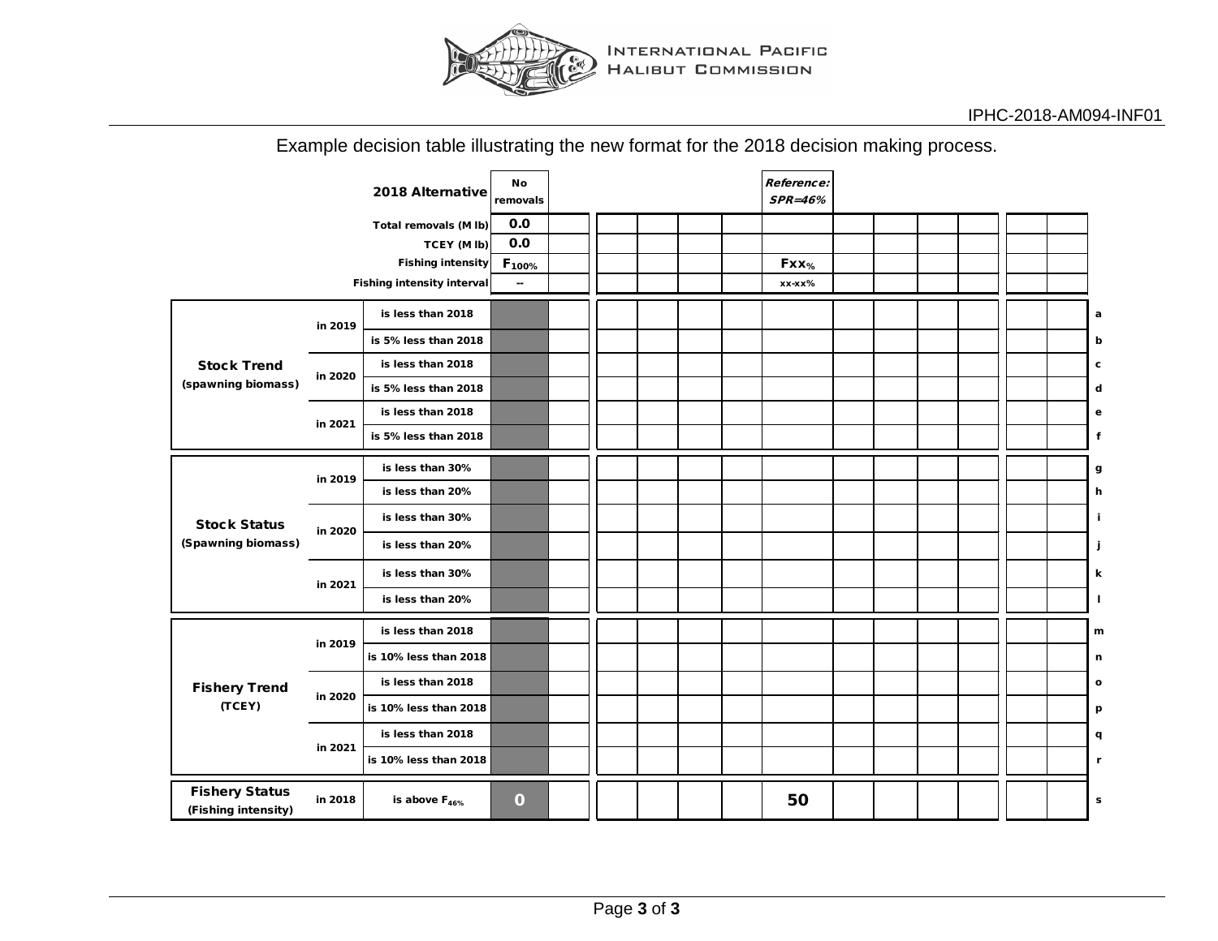Example decision table illustrating the new format for the 2018 decision making process.

| | | | | | | | | | | | | | | | | |
|---|---|---|---|---|---|---|---|---|---|---|---|---|---|---|---|---|
| | | **2018 Alternative** | **No removals** | | | | | | ***Reference: SPR=46%*** | | | | | | | |
| | | **Total removals (M lb)** | **0.0** | | | | | | | | | | | | | |
| | | **TCEY (M lb)** | **0.0** | | | | | | | | | | | | | |
| | | **Fishing intensity** | $F_{100\%}$ | | | | | | $Fxx_{\%}$ | | | | | | | |
| | | **Fishing intensity interval** | -- | | | | | | xx-xx% | | | | | | | |
| **Stock Trend (spawning biomass)** | in 2019 | is less than 2018 | | | | | | | | | | | | | | a |
| | | is 5% less than 2018 | | | | | | | | | | | | | | b |
| | in 2020 | is less than 2018 | | | | | | | | | | | | | | c |
| | | is 5% less than 2018 | | | | | | | | | | | | | | d |
| | in 2021 | is less than 2018 | | | | | | | | | | | | | | e |
| | | is 5% less than 2018 | | | | | | | | | | | | | | f |
| **Stock Status (Spawning biomass)** | in 2019 | is less than 30% | | | | | | | | | | | | | | g |
| | | is less than 20% | | | | | | | | | | | | | | h |
| | in 2020 | is less than 30% | | | | | | | | | | | | | | i |
| | | is less than 20% | | | | | | | | | | | | | | j |
| | in 2021 | is less than 30% | | | | | | | | | | | | | | k |
| | | is less than 20% | | | | | | | | | | | | | | l |
| **Fishery Trend (TCEY)** | in 2019 | is less than 2018 | | | | | | | | | | | | | | m |
| | | is 10% less than 2018 | | | | | | | | | | | | | | n |
| | in 2020 | is less than 2018 | | | | | | | | | | | | | | o |
| | | is 10% less than 2018 | | | | | | | | | | | | | | p |
| | in 2021 | is less than 2018 | | | | | | | | | | | | | | q |
| | | is 10% less than 2018 | | | | | | | | | | | | | | r |
| **Fishery Status (Fishing intensity)** | in 2018 | is above $F_{46\%}$ | **0** | | | | | | **50** | | | | | | | s |